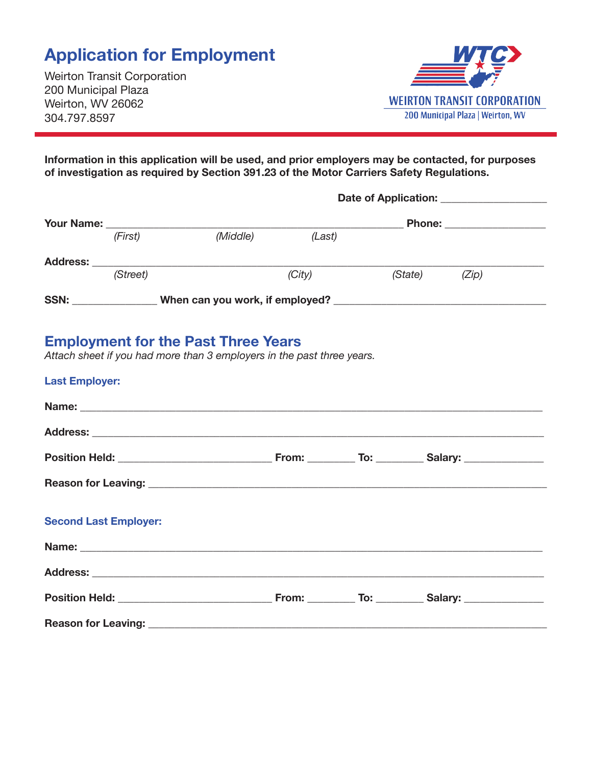# Application for Employment

Weirton Transit Corporation
200 Municipal Plaza
Weirton, WV 26062
304.797.8597

WTC
WEIRTON TRANSIT CORPORATION
200 Municipal Plaza | Weirton, WV

**Information in this application will be used, and prior employers may be contacted, for purposes of investigation as required by Section 391.23 of the Motor Carriers Safety Regulations.**

**Date of Application:** ___________________

**Your Name:** ____________________________________________________ **Phone:** __________________
*(First)* *(Middle)* *(Last)*

**Address:** ________________________________________________________________________________
*(Street)* *(City)* *(State)* *(Zip)*

**SSN:** _______________ **When can you work, if employed?** ______________________________________

## Employment for the Past Three Years

*Attach sheet if you had more than 3 employers in the past three years.*

### Last Employer:

**Name:** __________________________________________________________________________________

**Address:** ________________________________________________________________________________

**Position Held:** ___________________________ **From:** ________ **To:** ________ **Salary:** ______________

**Reason for Leaving:** _______________________________________________________________________

### Second Last Employer:

**Name:** __________________________________________________________________________________

**Address:** ________________________________________________________________________________

**Position Held:** ___________________________ **From:** ________ **To:** ________ **Salary:** ______________

**Reason for Leaving:** _______________________________________________________________________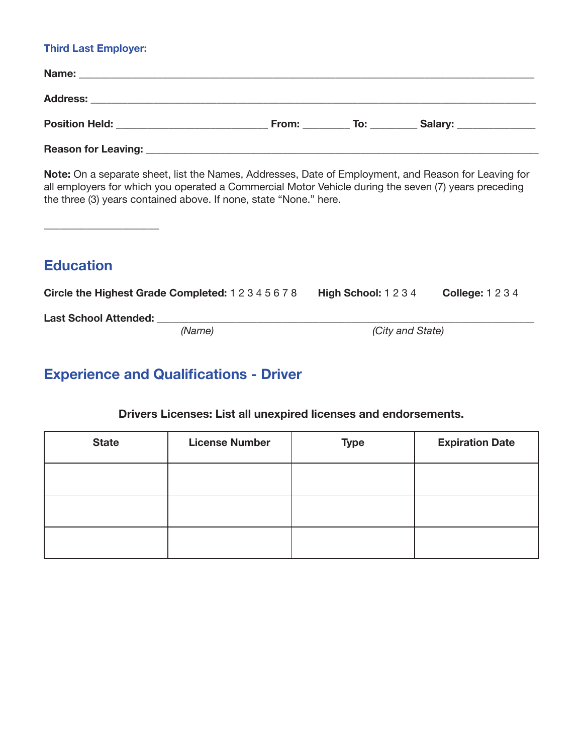**Third Last Employer:**

**Name:** ______________________________________________________________________________

**Address:** ____________________________________________________________________________

**Position Held:** __________________________ **From:** ________ **To:** ________ **Salary:** ______________

**Reason for Leaving:** ____________________________________________________________________

**Note:** On a separate sheet, list the Names, Addresses, Date of Employment, and Reason for Leaving for all employers for which you operated a Commercial Motor Vehicle during the seven (7) years preceding the three (3) years contained above. If none, state "None." here.

____________________

## Education

**Circle the Highest Grade Completed:** 1 2 3 4 5 6 7 8 **High School:** 1 2 3 4 **College:** 1 2 3 4

**Last School Attended:** _________________________________________________________________
*(Name)* *(City and State)*

## Experience and Qualifications - Driver

**Drivers Licenses: List all unexpired licenses and endorsements.**

| State | License Number | Type | Expiration Date |
| --- | --- | --- | --- |
| | | | |
| | | | |
| | | | |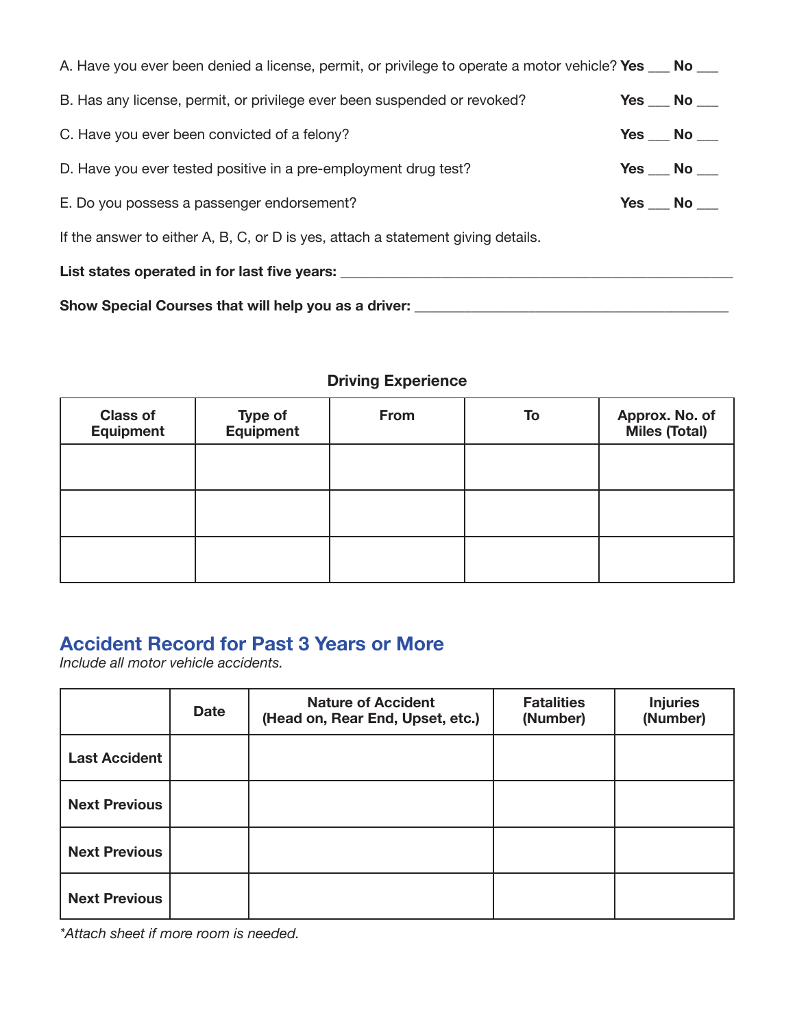A. Have you ever been denied a license, permit, or privilege to operate a motor vehicle? **Yes** ___ **No** ___

B. Has any license, permit, or privilege ever been suspended or revoked? **Yes** ___ **No** ___

C. Have you ever been convicted of a felony? **Yes** ___ **No** ___

D. Have you ever tested positive in a pre-employment drug test? **Yes** ___ **No** ___

E. Do you possess a passenger endorsement? **Yes** ___ **No** ___

If the answer to either A, B, C, or D is yes, attach a statement giving details.

**List states operated in for last five years:** ____________________________________________________

**Show Special Courses that will help you as a driver:** ________________________________________

**Driving Experience**

| Class of Equipment | Type of Equipment | From | To | Approx. No. of Miles (Total) |
|---|---|---|---|---|
| | | | | |
| | | | | |
| | | | | |

## Accident Record for Past 3 Years or More

*Include all motor vehicle accidents.*

| | Date | Nature of Accident (Head on, Rear End, Upset, etc.) | Fatalities (Number) | Injuries (Number) |
|---|---|---|---|---|
| **Last Accident** | | | | |
| **Next Previous** | | | | |
| **Next Previous** | | | | |
| **Next Previous** | | | | |

*Attach sheet if more room is needed.*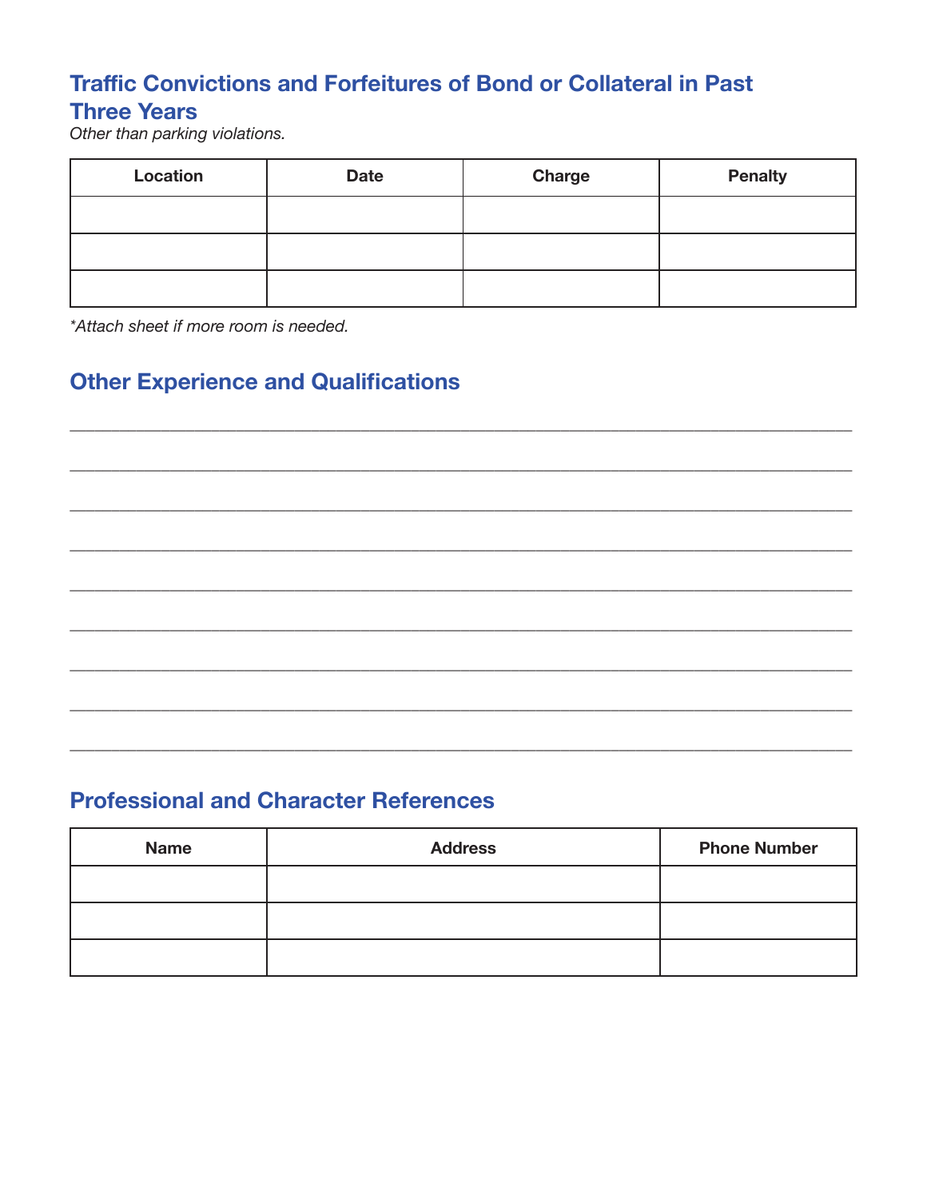## Traffic Convictions and Forfeitures of Bond or Collateral in Past Three Years

*Other than parking violations.*

| Location | Date | Charge | Penalty |
|---|---|---|---|
| | | | |
| | | | |
| | | | |

*\*Attach sheet if more room is needed.*

## Other Experience and Qualifications

\_\_\_\_\_\_\_\_\_\_\_\_\_\_\_\_\_\_\_\_\_\_\_\_\_\_\_\_\_\_\_\_\_\_\_\_\_\_\_\_\_\_\_\_\_\_\_\_\_\_\_\_\_\_\_\_\_\_\_\_\_\_\_\_\_\_\_\_\_\_\_\_\_\_\_\_\_\_

\_\_\_\_\_\_\_\_\_\_\_\_\_\_\_\_\_\_\_\_\_\_\_\_\_\_\_\_\_\_\_\_\_\_\_\_\_\_\_\_\_\_\_\_\_\_\_\_\_\_\_\_\_\_\_\_\_\_\_\_\_\_\_\_\_\_\_\_\_\_\_\_\_\_\_\_\_\_

\_\_\_\_\_\_\_\_\_\_\_\_\_\_\_\_\_\_\_\_\_\_\_\_\_\_\_\_\_\_\_\_\_\_\_\_\_\_\_\_\_\_\_\_\_\_\_\_\_\_\_\_\_\_\_\_\_\_\_\_\_\_\_\_\_\_\_\_\_\_\_\_\_\_\_\_\_\_

\_\_\_\_\_\_\_\_\_\_\_\_\_\_\_\_\_\_\_\_\_\_\_\_\_\_\_\_\_\_\_\_\_\_\_\_\_\_\_\_\_\_\_\_\_\_\_\_\_\_\_\_\_\_\_\_\_\_\_\_\_\_\_\_\_\_\_\_\_\_\_\_\_\_\_\_\_\_

\_\_\_\_\_\_\_\_\_\_\_\_\_\_\_\_\_\_\_\_\_\_\_\_\_\_\_\_\_\_\_\_\_\_\_\_\_\_\_\_\_\_\_\_\_\_\_\_\_\_\_\_\_\_\_\_\_\_\_\_\_\_\_\_\_\_\_\_\_\_\_\_\_\_\_\_\_\_

\_\_\_\_\_\_\_\_\_\_\_\_\_\_\_\_\_\_\_\_\_\_\_\_\_\_\_\_\_\_\_\_\_\_\_\_\_\_\_\_\_\_\_\_\_\_\_\_\_\_\_\_\_\_\_\_\_\_\_\_\_\_\_\_\_\_\_\_\_\_\_\_\_\_\_\_\_\_

\_\_\_\_\_\_\_\_\_\_\_\_\_\_\_\_\_\_\_\_\_\_\_\_\_\_\_\_\_\_\_\_\_\_\_\_\_\_\_\_\_\_\_\_\_\_\_\_\_\_\_\_\_\_\_\_\_\_\_\_\_\_\_\_\_\_\_\_\_\_\_\_\_\_\_\_\_\_

\_\_\_\_\_\_\_\_\_\_\_\_\_\_\_\_\_\_\_\_\_\_\_\_\_\_\_\_\_\_\_\_\_\_\_\_\_\_\_\_\_\_\_\_\_\_\_\_\_\_\_\_\_\_\_\_\_\_\_\_\_\_\_\_\_\_\_\_\_\_\_\_\_\_\_\_\_\_

\_\_\_\_\_\_\_\_\_\_\_\_\_\_\_\_\_\_\_\_\_\_\_\_\_\_\_\_\_\_\_\_\_\_\_\_\_\_\_\_\_\_\_\_\_\_\_\_\_\_\_\_\_\_\_\_\_\_\_\_\_\_\_\_\_\_\_\_\_\_\_\_\_\_\_\_\_\_

## Professional and Character References

| Name | Address | Phone Number |
|---|---|---|
| | | |
| | | |
| | | |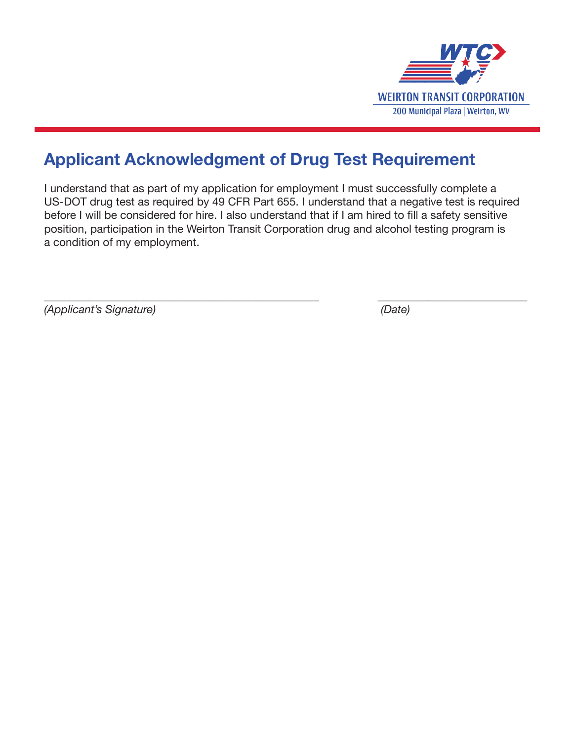WEIRTON TRANSIT CORPORATION

200 Municipal Plaza | Weirton, WV

## Applicant Acknowledgment of Drug Test Requirement

I understand that as part of my application for employment I must successfully complete a US-DOT drug test as required by 49 CFR Part 655. I understand that a negative test is required before I will be considered for hire. I also understand that if I am hired to fill a safety sensitive position, participation in the Weirton Transit Corporation drug and alcohol testing program is a condition of my employment.

\_\_\_\_\_\_\_\_\_\_\_\_\_\_\_\_\_\_\_\_\_\_\_\_\_\_\_\_\_\_\_\_\_\_\_\_\_\_\_\_\_\_\_\_ \_\_\_\_\_\_\_\_\_\_\_\_\_\_\_\_\_\_\_\_\_\_\_\_\_

*(Applicant's Signature)* *(Date)*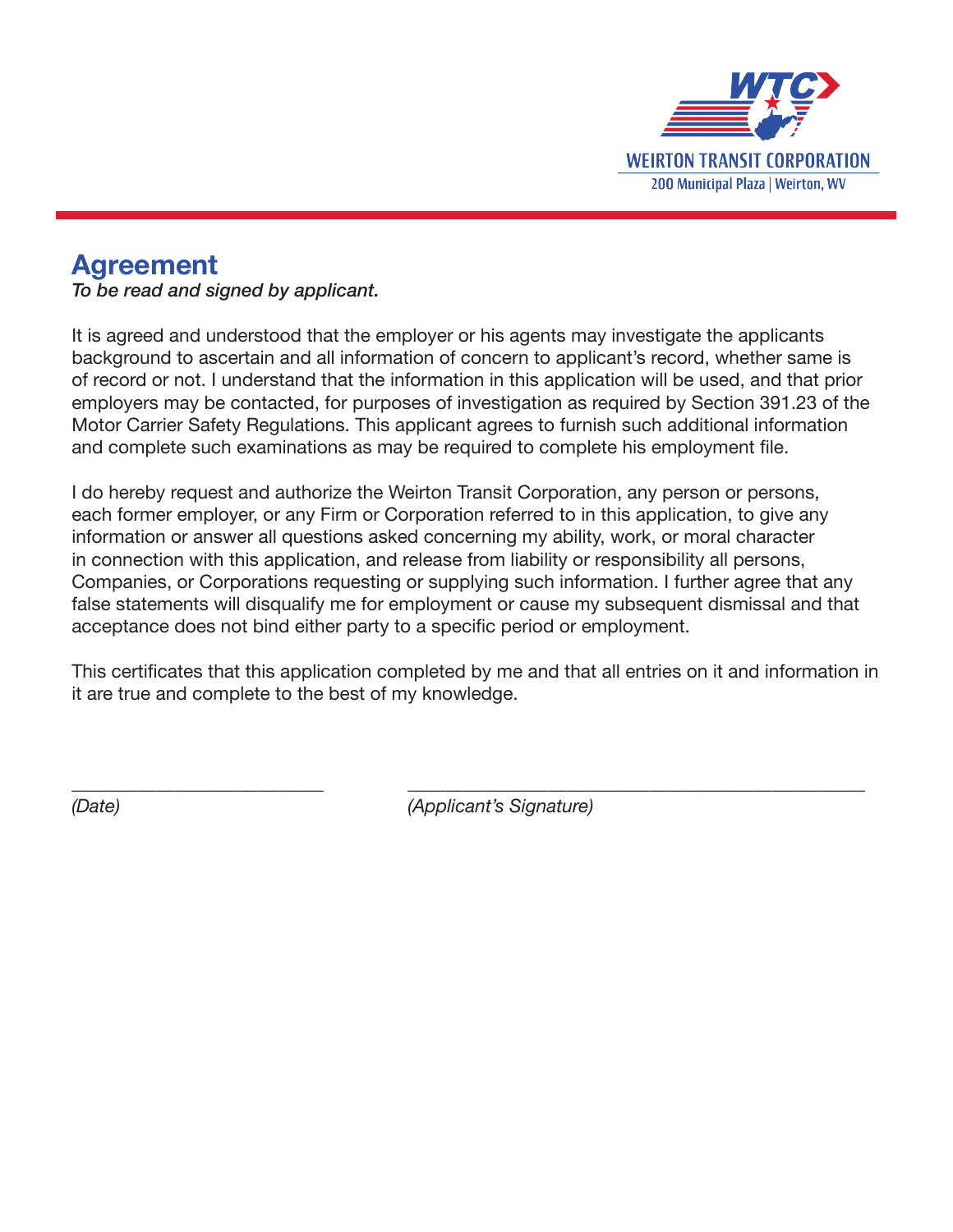WEIRTON TRANSIT CORPORATION
200 Municipal Plaza | Weirton, WV

## Agreement

*To be read and signed by applicant.*

It is agreed and understood that the employer or his agents may investigate the applicants background to ascertain and all information of concern to applicant's record, whether same is of record or not. I understand that the information in this application will be used, and that prior employers may be contacted, for purposes of investigation as required by Section 391.23 of the Motor Carrier Safety Regulations. This applicant agrees to furnish such additional information and complete such examinations as may be required to complete his employment file.

I do hereby request and authorize the Weirton Transit Corporation, any person or persons, each former employer, or any Firm or Corporation referred to in this application, to give any information or answer all questions asked concerning my ability, work, or moral character in connection with this application, and release from liability or responsibility all persons, Companies, or Corporations requesting or supplying such information. I further agree that any false statements will disqualify me for employment or cause my subsequent dismissal and that acceptance does not bind either party to a specific period or employment.

This certificates that this application completed by me and that all entries on it and information in it are true and complete to the best of my knowledge.

___________________________ *(Date)*

_________________________________________________ *(Applicant's Signature)*